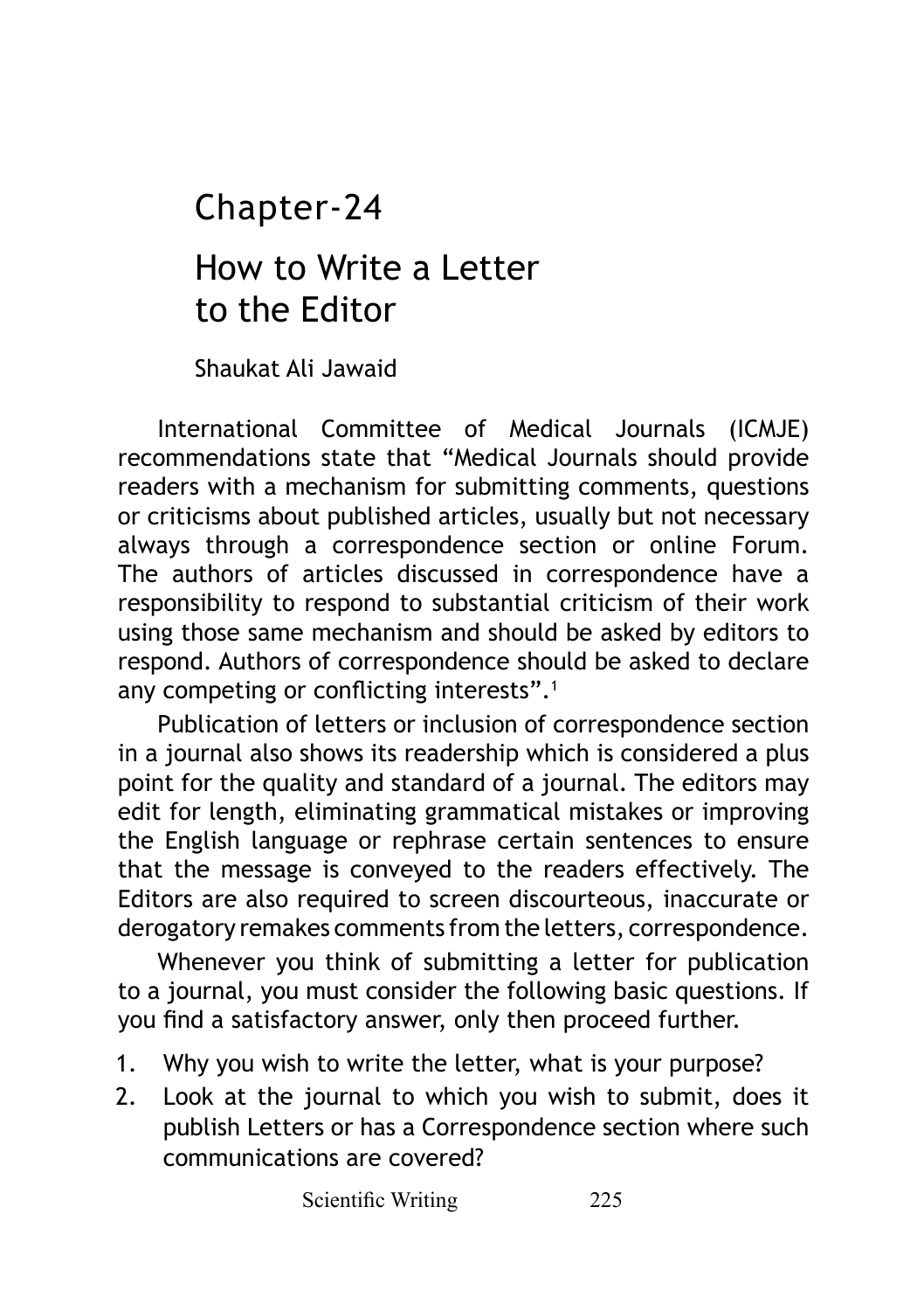# Chapter-24

# How to Write a Letter to the Editor

Shaukat Ali Jawaid

International Committee of Medical Journals (ICMJE) recommendations state that "Medical Journals should provide readers with a mechanism for submitting comments, questions or criticisms about published articles, usually but not necessary always through a correspondence section or online Forum. The authors of articles discussed in correspondence have a responsibility to respond to substantial criticism of their work using those same mechanism and should be asked by editors to respond. Authors of correspondence should be asked to declare any competing or conflicting interests".[1]

Publication of letters or inclusion of correspondence section in a journal also shows its readership which is considered a plus point for the quality and standard of a journal. The editors may edit for length, eliminating grammatical mistakes or improving the English language or rephrase certain sentences to ensure that the message is conveyed to the readers effectively. The Editors are also required to screen discourteous, inaccurate or derogatory remakes comments from the letters, correspondence.

Whenever you think of submitting a letter for publication to a journal, you must consider the following basic questions. If you find a satisfactory answer, only then proceed further.

1. Why you wish to write the letter, what is your purpose?
2. Look at the journal to which you wish to submit, does it publish Letters or has a Correspondence section where such communications are covered?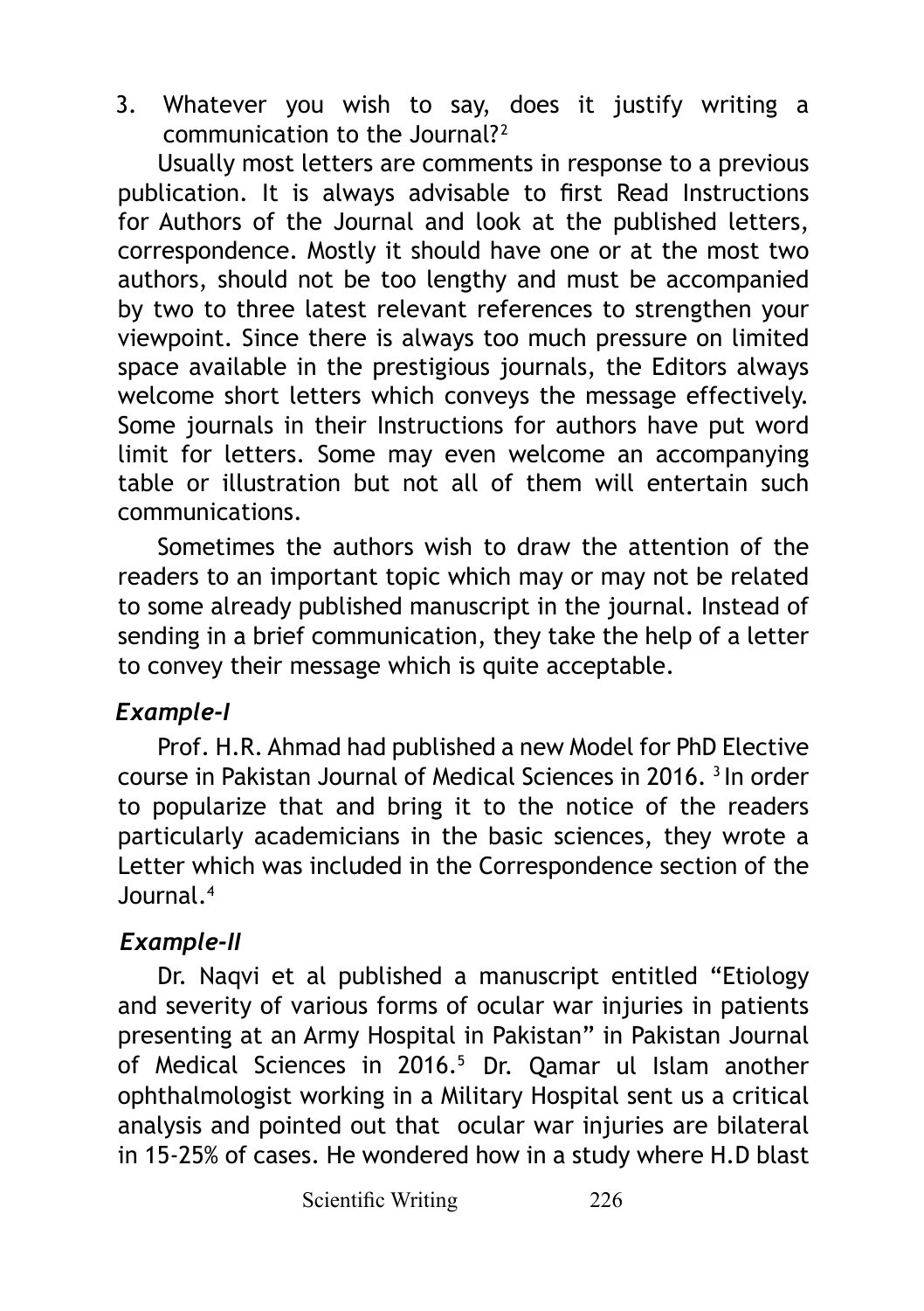3. Whatever you wish to say, does it justify writing a communication to the Journal?[2]

Usually most letters are comments in response to a previous publication. It is always advisable to first Read Instructions for Authors of the Journal and look at the published letters, correspondence. Mostly it should have one or at the most two authors, should not be too lengthy and must be accompanied by two to three latest relevant references to strengthen your viewpoint. Since there is always too much pressure on limited space available in the prestigious journals, the Editors always welcome short letters which conveys the message effectively. Some journals in their Instructions for authors have put word limit for letters. Some may even welcome an accompanying table or illustration but not all of them will entertain such communications.

Sometimes the authors wish to draw the attention of the readers to an important topic which may or may not be related to some already published manuscript in the journal. Instead of sending in a brief communication, they take the help of a letter to convey their message which is quite acceptable.

### *Example-I*

Prof. H.R. Ahmad had published a new Model for PhD Elective course in Pakistan Journal of Medical Sciences in 2016. [3] In order to popularize that and bring it to the notice of the readers particularly academicians in the basic sciences, they wrote a Letter which was included in the Correspondence section of the Journal.[4]

### *Example-II*

Dr. Naqvi et al published a manuscript entitled "Etiology and severity of various forms of ocular war injuries in patients presenting at an Army Hospital in Pakistan" in Pakistan Journal of Medical Sciences in 2016.[5] Dr. Qamar ul Islam another ophthalmologist working in a Military Hospital sent us a critical analysis and pointed out that ocular war injuries are bilateral in 15-25% of cases. He wondered how in a study where H.D blast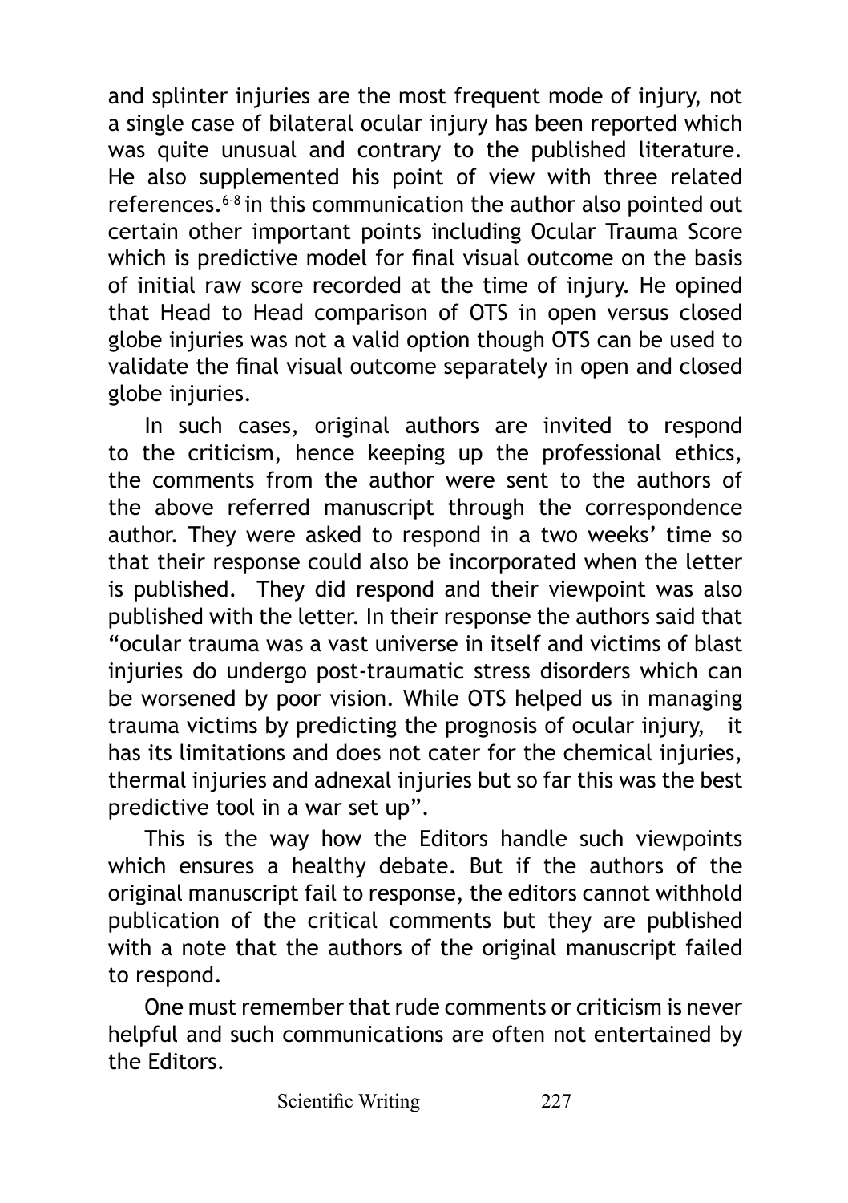and splinter injuries are the most frequent mode of injury, not a single case of bilateral ocular injury has been reported which was quite unusual and contrary to the published literature. He also supplemented his point of view with three related references.[6-8] in this communication the author also pointed out certain other important points including Ocular Trauma Score which is predictive model for final visual outcome on the basis of initial raw score recorded at the time of injury. He opined that Head to Head comparison of OTS in open versus closed globe injuries was not a valid option though OTS can be used to validate the final visual outcome separately in open and closed globe injuries.

In such cases, original authors are invited to respond to the criticism, hence keeping up the professional ethics, the comments from the author were sent to the authors of the above referred manuscript through the correspondence author. They were asked to respond in a two weeks' time so that their response could also be incorporated when the letter is published. They did respond and their viewpoint was also published with the letter. In their response the authors said that "ocular trauma was a vast universe in itself and victims of blast injuries do undergo post-traumatic stress disorders which can be worsened by poor vision. While OTS helped us in managing trauma victims by predicting the prognosis of ocular injury, it has its limitations and does not cater for the chemical injuries, thermal injuries and adnexal injuries but so far this was the best predictive tool in a war set up".

This is the way how the Editors handle such viewpoints which ensures a healthy debate. But if the authors of the original manuscript fail to response, the editors cannot withhold publication of the critical comments but they are published with a note that the authors of the original manuscript failed to respond.

One must remember that rude comments or criticism is never helpful and such communications are often not entertained by the Editors.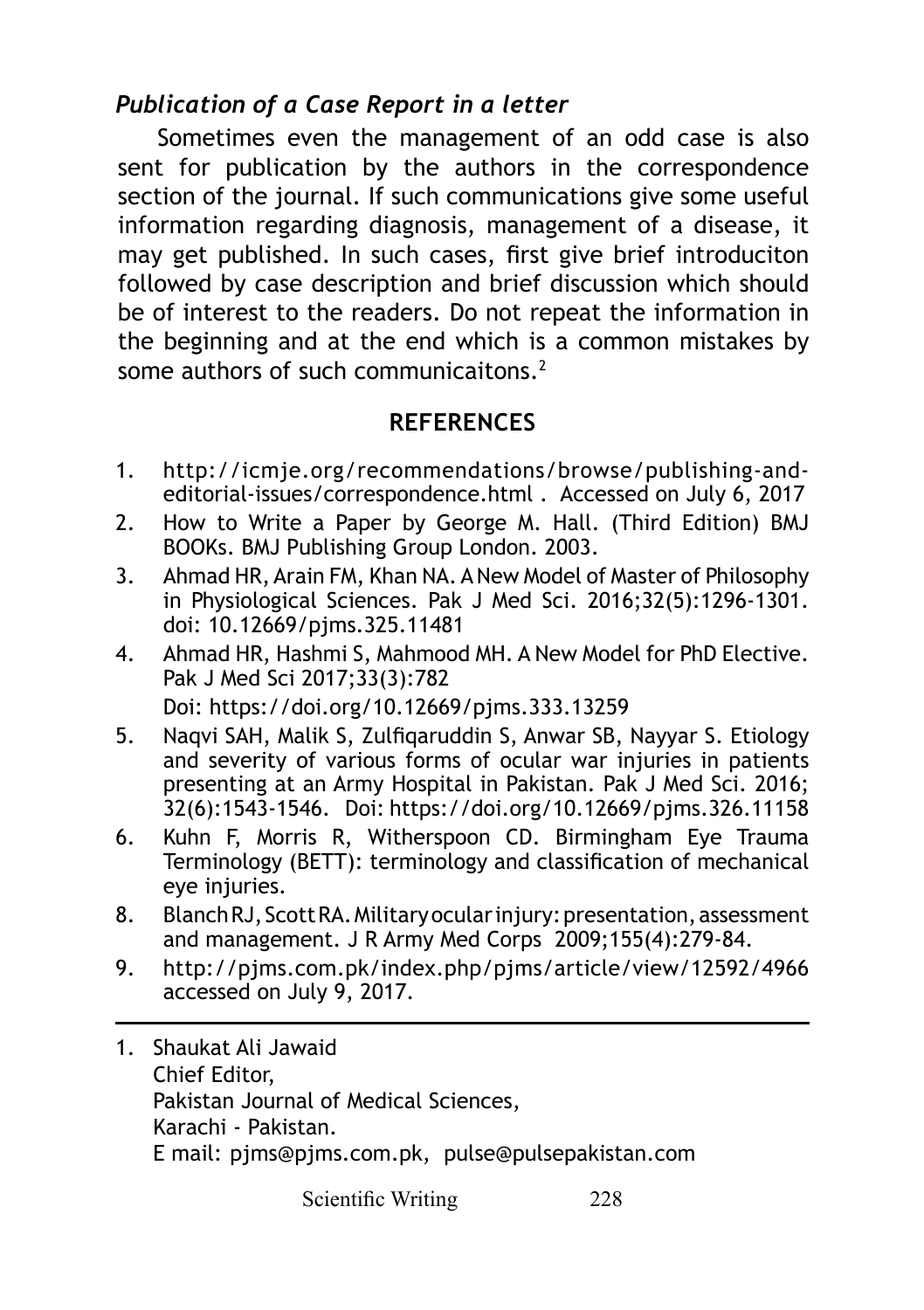### *Publication of a Case Report in a letter*

Sometimes even the management of an odd case is also sent for publication by the authors in the correspondence section of the journal. If such communications give some useful information regarding diagnosis, management of a disease, it may get published. In such cases, first give brief introduciton followed by case description and brief discussion which should be of interest to the readers. Do not repeat the information in the beginning and at the end which is a common mistakes by some authors of such communicaitons.[2]

## REFERENCES

1. http://icmje.org/recommendations/browse/publishing-and-editorial-issues/correspondence.html . Accessed on July 6, 2017
2. How to Write a Paper by George M. Hall. (Third Edition) BMJ BOOKs. BMJ Publishing Group London. 2003.
3. Ahmad HR, Arain FM, Khan NA. A New Model of Master of Philosophy in Physiological Sciences. Pak J Med Sci. 2016;32(5):1296-1301. doi: 10.12669/pjms.325.11481
4. Ahmad HR, Hashmi S, Mahmood MH. A New Model for PhD Elective. Pak J Med Sci 2017;33(3):782
   Doi: https://doi.org/10.12669/pjms.333.13259
5. Naqvi SAH, Malik S, Zulfiqaruddin S, Anwar SB, Nayyar S. Etiology and severity of various forms of ocular war injuries in patients presenting at an Army Hospital in Pakistan. Pak J Med Sci. 2016; 32(6):1543-1546. Doi: https://doi.org/10.12669/pjms.326.11158
6. Kuhn F, Morris R, Witherspoon CD. Birmingham Eye Trauma Terminology (BETT): terminology and classification of mechanical eye injuries.

8. Blanch RJ, Scott RA. Military ocular injury: presentation, assessment and management. J R Army Med Corps 2009;155(4):279-84.
9. http://pjms.com.pk/index.php/pjms/article/view/12592/4966 accessed on July 9, 2017.

---

1. Shaukat Ali Jawaid
   Chief Editor,
   Pakistan Journal of Medical Sciences,
   Karachi - Pakistan.
   E mail: pjms@pjms.com.pk, pulse@pulsepakistan.com